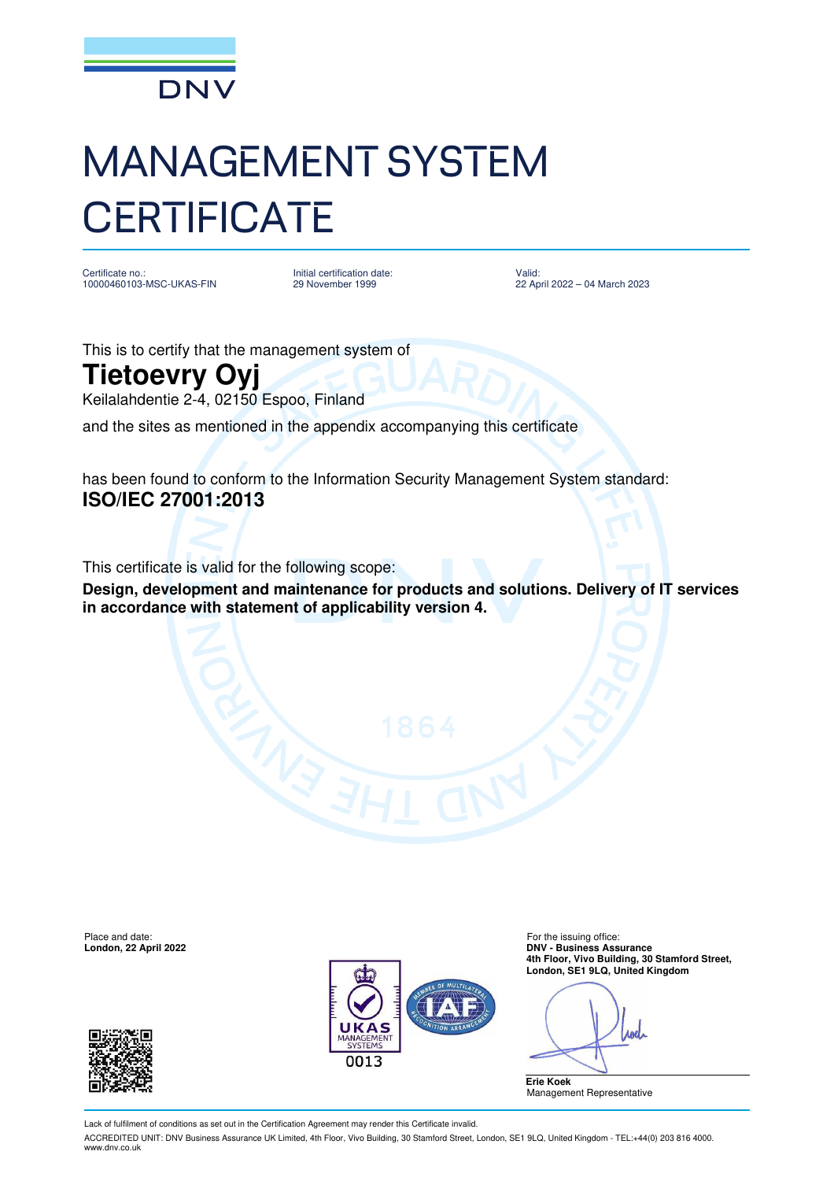DNV

# MANAGEMENT SYSTEM CERTIFICATE

Certificate no.:
10000460103-MSC-UKAS-FIN

Initial certification date:
29 November 1999

Valid:
22 April 2022 – 04 March 2023

This is to certify that the management system of

## Tietoevry Oyj

Keilalahdentie 2-4, 02150 Espoo, Finland

and the sites as mentioned in the appendix accompanying this certificate

has found to conform to the Information Security Management System standard:
**ISO/IEC 27001:2013**

This certificate is valid for the following scope:
**Design, development and maintenance for products and solutions. Delivery of IT services in accordance with statement of applicability version 4.**

Place and date:
**London, 22 April 2022**

For the issuing office:
**DNV - Business Assurance**
**4th Floor, Vivo Building, 30 Stamford Street,**
**London, SE1 9LQ, United Kingdom**

**Erie Koek**
Management Representative

UKAS MANAGEMENT SYSTEMS 0013

Lack of fulfilment of conditions as set out in the Certification Agreement may render this Certificate invalid.

ACCREDITED UNIT: DNV Business Assurance UK Limited, 4th Floor, Vivo Building, 30 Stamford Street, London, SE1 9LQ, United Kingdom - TEL:+44(0) 203 816 4000. www.dnv.co.uk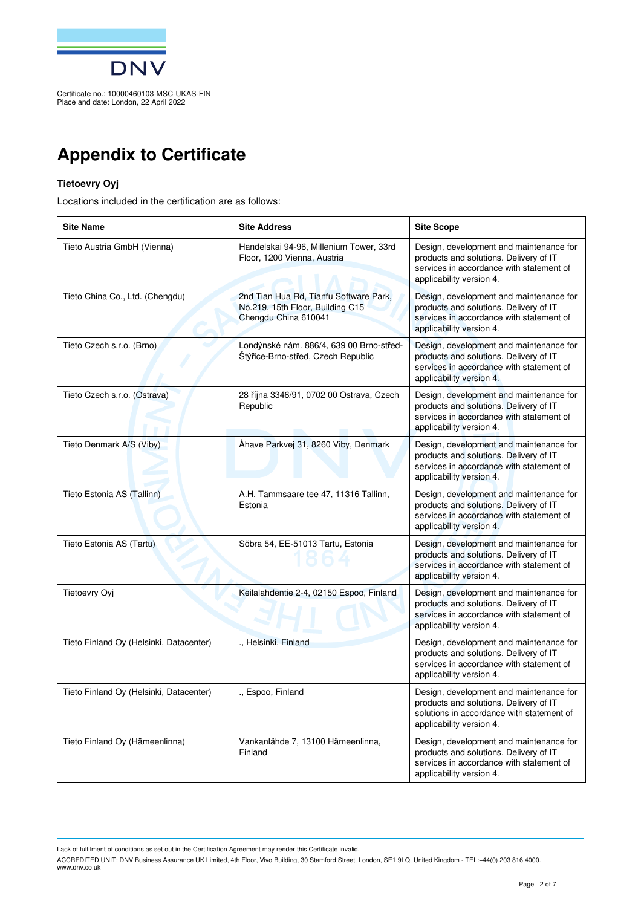Certificate no.: 10000460103-MSC-UKAS-FIN
Place and date: London, 22 April 2022

# Appendix to Certificate

**Tietoevry Oyj**

Locations included in the certification are as follows:

| Site Name | Site Address | Site Scope |
|---|---|---|
| Tieto Austria GmbH (Vienna) | Handelskai 94-96, Millenium Tower, 33rd Floor, 1200 Vienna, Austria | Design, development and maintenance for products and solutions. Delivery of IT services in accordance with statement of applicability version 4. |
| Tieto China Co., Ltd. (Chengdu) | 2nd Tian Hua Rd, Tianfu Software Park, No.219, 15th Floor, Building C15 Chengdu China 610041 | Design, development and maintenance for products and solutions. Delivery of IT services in accordance with statement of applicability version 4. |
| Tieto Czech s.r.o. (Brno) | Londýnské nám. 886/4, 639 00 Brno-střed-Štýřice-Brno-střed, Czech Republic | Design, development and maintenance for products and solutions. Delivery of IT services in accordance with statement of applicability version 4. |
| Tieto Czech s.r.o. (Ostrava) | 28 října 3346/91, 0702 00 Ostrava, Czech Republic | Design, development and maintenance for products and solutions. Delivery of IT services in accordance with statement of applicability version 4. |
| Tieto Denmark A/S (Viby) | Åhave Parkvej 31, 8260 Viby, Denmark | Design, development and maintenance for products and solutions. Delivery of IT services in accordance with statement of applicability version 4. |
| Tieto Estonia AS (Tallinn) | A.H. Tammsaare tee 47, 11316 Tallinn, Estonia | Design, development and maintenance for products and solutions. Delivery of IT services in accordance with statement of applicability version 4. |
| Tieto Estonia AS (Tartu) | Sõbra 54, EE-51013 Tartu, Estonia | Design, development and maintenance for products and solutions. Delivery of IT services in accordance with statement of applicability version 4. |
| Tietoevry Oyj | Keilalahdentie 2-4, 02150 Espoo, Finland | Design, development and maintenance for products and solutions. Delivery of IT services in accordance with statement of applicability version 4. |
| Tieto Finland Oy (Helsinki, Datacenter) | ., Helsinki, Finland | Design, development and maintenance for products and solutions. Delivery of IT services in accordance with statement of applicability version 4. |
| Tieto Finland Oy (Helsinki, Datacenter) | ., Espoo, Finland | Design, development and maintenance for products and solutions. Delivery of IT solutions in accordance with statement of applicability version 4. |
| Tieto Finland Oy (Hämeenlinna) | Vankanlähde 7, 13100 Hämeenlinna, Finland | Design, development and maintenance for products and solutions. Delivery of IT services in accordance with statement of applicability version 4. |

Lack of fulfilment of conditions as set out in the Certification Agreement may render this Certificate invalid.

ACCREDITED UNIT: DNV Business Assurance UK Limited, 4th Floor, Vivo Building, 30 Stamford Street, London, SE1 9LQ, United Kingdom - TEL:+44(0) 203 816 4000. www.dnv.co.uk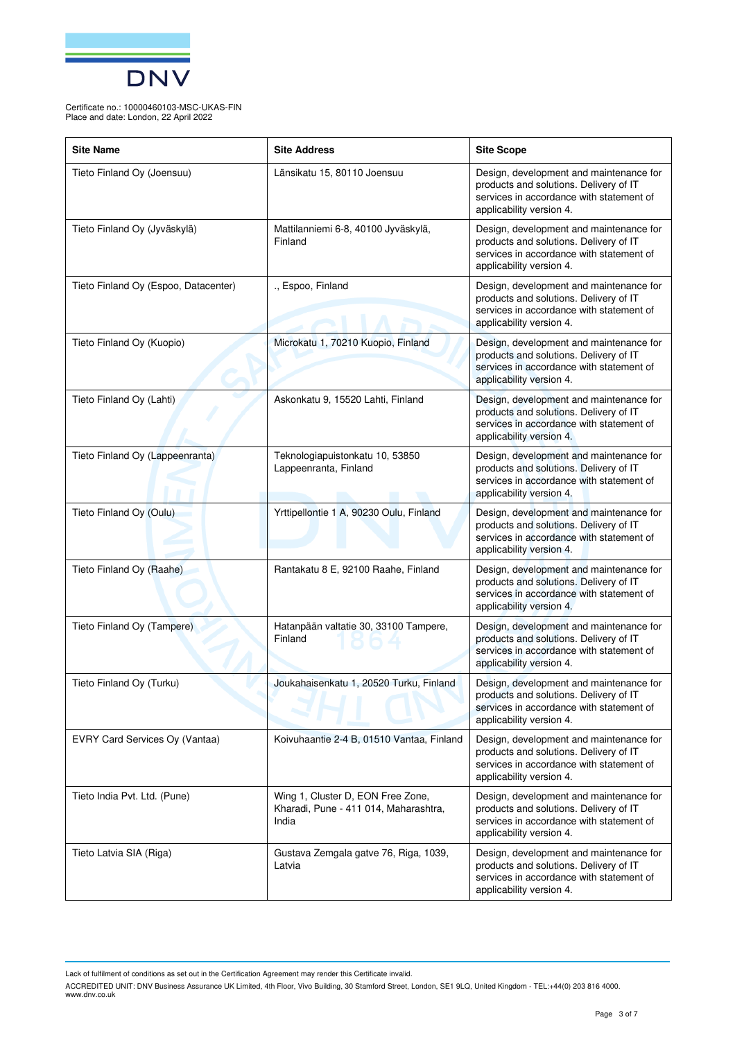Certificate no.: 10000460103-MSC-UKAS-FIN
Place and date: London, 22 April 2022

| Site Name | Site Address | Site Scope |
| --- | --- | --- |
| Tieto Finland Oy (Joensuu) | Länsikatu 15, 80110 Joensuu | Design, development and maintenance for products and solutions. Delivery of IT services in accordance with statement of applicability version 4. |
| Tieto Finland Oy (Jyväskylä) | Mattilanniemi 6-8, 40100 Jyväskylä, Finland | Design, development and maintenance for products and solutions. Delivery of IT services in accordance with statement of applicability version 4. |
| Tieto Finland Oy (Espoo, Datacenter) | ., Espoo, Finland | Design, development and maintenance for products and solutions. Delivery of IT services in accordance with statement of applicability version 4. |
| Tieto Finland Oy (Kuopio) | Microkatu 1, 70210 Kuopio, Finland | Design, development and maintenance for products and solutions. Delivery of IT services in accordance with statement of applicability version 4. |
| Tieto Finland Oy (Lahti) | Askonkatu 9, 15520 Lahti, Finland | Design, development and maintenance for products and solutions. Delivery of IT services in accordance with statement of applicability version 4. |
| Tieto Finland Oy (Lappeenranta) | Teknologiapuistonkatu 10, 53850 Lappeenranta, Finland | Design, development and maintenance for products and solutions. Delivery of IT services in accordance with statement of applicability version 4. |
| Tieto Finland Oy (Oulu) | Yrttipellontie 1 A, 90230 Oulu, Finland | Design, development and maintenance for products and solutions. Delivery of IT services in accordance with statement of applicability version 4. |
| Tieto Finland Oy (Raahe) | Rantakatu 8 E, 92100 Raahe, Finland | Design, development and maintenance for products and solutions. Delivery of IT services in accordance with statement of applicability version 4. |
| Tieto Finland Oy (Tampere) | Hatanpään valtatie 30, 33100 Tampere, Finland | Design, development and maintenance for products and solutions. Delivery of IT services in accordance with statement of applicability version 4. |
| Tieto Finland Oy (Turku) | Joukahaisenkatu 1, 20520 Turku, Finland | Design, development and maintenance for products and solutions. Delivery of IT services in accordance with statement of applicability version 4. |
| EVRY Card Services Oy (Vantaa) | Koivuhaantie 2-4 B, 01510 Vantaa, Finland | Design, development and maintenance for products and solutions. Delivery of IT services in accordance with statement of applicability version 4. |
| Tieto India Pvt. Ltd. (Pune) | Wing 1, Cluster D, EON Free Zone, Kharadi, Pune - 411 014, Maharashtra, India | Design, development and maintenance for products and solutions. Delivery of IT services in accordance with statement of applicability version 4. |
| Tieto Latvia SIA (Riga) | Gustava Zemgala gatve 76, Riga, 1039, Latvia | Design, development and maintenance for products and solutions. Delivery of IT services in accordance with statement of applicability version 4. |

Lack of fulfilment of conditions as set out in the Certification Agreement may render this Certificate invalid.

ACCREDITED UNIT: DNV Business Assurance UK Limited, 4th Floor, Vivo Building, 30 Stamford Street, London, SE1 9LQ, United Kingdom - TEL:+44(0) 203 816 4000. www.dnv.co.uk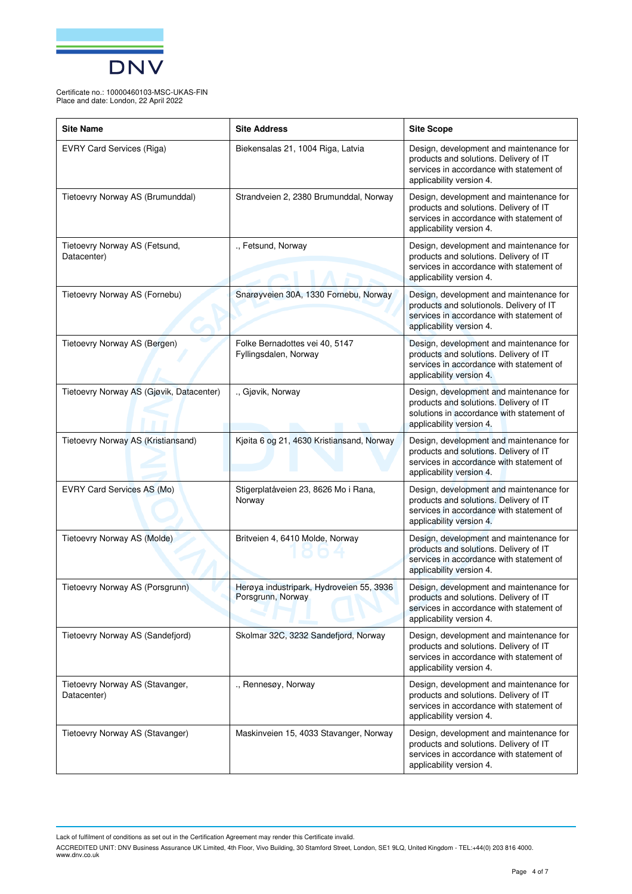Certificate no.: 10000460103-MSC-UKAS-FIN
Place and date: London, 22 April 2022

| Site Name | Site Address | Site Scope |
|---|---|---|
| EVRY Card Services (Riga) | Biekensalas 21, 1004 Riga, Latvia | Design, development and maintenance for products and solutions. Delivery of IT services in accordance with statement of applicability version 4. |
| Tietoevry Norway AS (Brumunddal) | Strandveien 2, 2380 Brumunddal, Norway | Design, development and maintenance for products and solutions. Delivery of IT services in accordance with statement of applicability version 4. |
| Tietoevry Norway AS (Fetsund, Datacenter) | ., Fetsund, Norway | Design, development and maintenance for products and solutions. Delivery of IT services in accordance with statement of applicability version 4. |
| Tietoevry Norway AS (Fornebu) | Snarøyveien 30A, 1330 Fornebu, Norway | Design, development and maintenance for products and solutionols. Delivery of IT services in accordance with statement of applicability version 4. |
| Tietoevry Norway AS (Bergen) | Folke Bernadottes vei 40, 5147 Fyllingsdalen, Norway | Design, development and maintenance for products and solutions. Delivery of IT services in accordance with statement of applicability version 4. |
| Tietoevry Norway AS (Gjøvik, Datacenter) | ., Gjøvik, Norway | Design, development and maintenance for products and solutions. Delivery of IT solutions in accordance with statement of applicability version 4. |
| Tietoevry Norway AS (Kristiansand) | Kjøita 6 og 21, 4630 Kristiansand, Norway | Design, development and maintenance for products and solutions. Delivery of IT services in accordance with statement of applicability version 4. |
| EVRY Card Services AS (Mo) | Stigerplatåveien 23, 8626 Mo i Rana, Norway | Design, development and maintenance for products and solutions. Delivery of IT services in accordance with statement of applicability version 4. |
| Tietoevry Norway AS (Molde) | Britveien 4, 6410 Molde, Norway | Design, development and maintenance for products and solutions. Delivery of IT services in accordance with statement of applicability version 4. |
| Tietoevry Norway AS (Porsgrunn) | Herøya industripark, Hydroveien 55, 3936 Porsgrunn, Norway | Design, development and maintenance for products and solutions. Delivery of IT services in accordance with statement of applicability version 4. |
| Tietoevry Norway AS (Sandefjord) | Skolmar 32C, 3232 Sandefjord, Norway | Design, development and maintenance for products and solutions. Delivery of IT services in accordance with statement of applicability version 4. |
| Tietoevry Norway AS (Stavanger, Datacenter) | ., Rennesøy, Norway | Design, development and maintenance for products and solutions. Delivery of IT services in accordance with statement of applicability version 4. |
| Tietoevry Norway AS (Stavanger) | Maskinveien 15, 4033 Stavanger, Norway | Design, development and maintenance for products and solutions. Delivery of IT services in accordance with statement of applicability version 4. |

Lack of fulfilment of conditions as set out in the Certification Agreement may render this Certificate invalid.

ACCREDITED UNIT: DNV Business Assurance UK Limited, 4th Floor, Vivo Building, 30 Stamford Street, London, SE1 9LQ, United Kingdom - TEL:+44(0) 203 816 4000. www.dnv.co.uk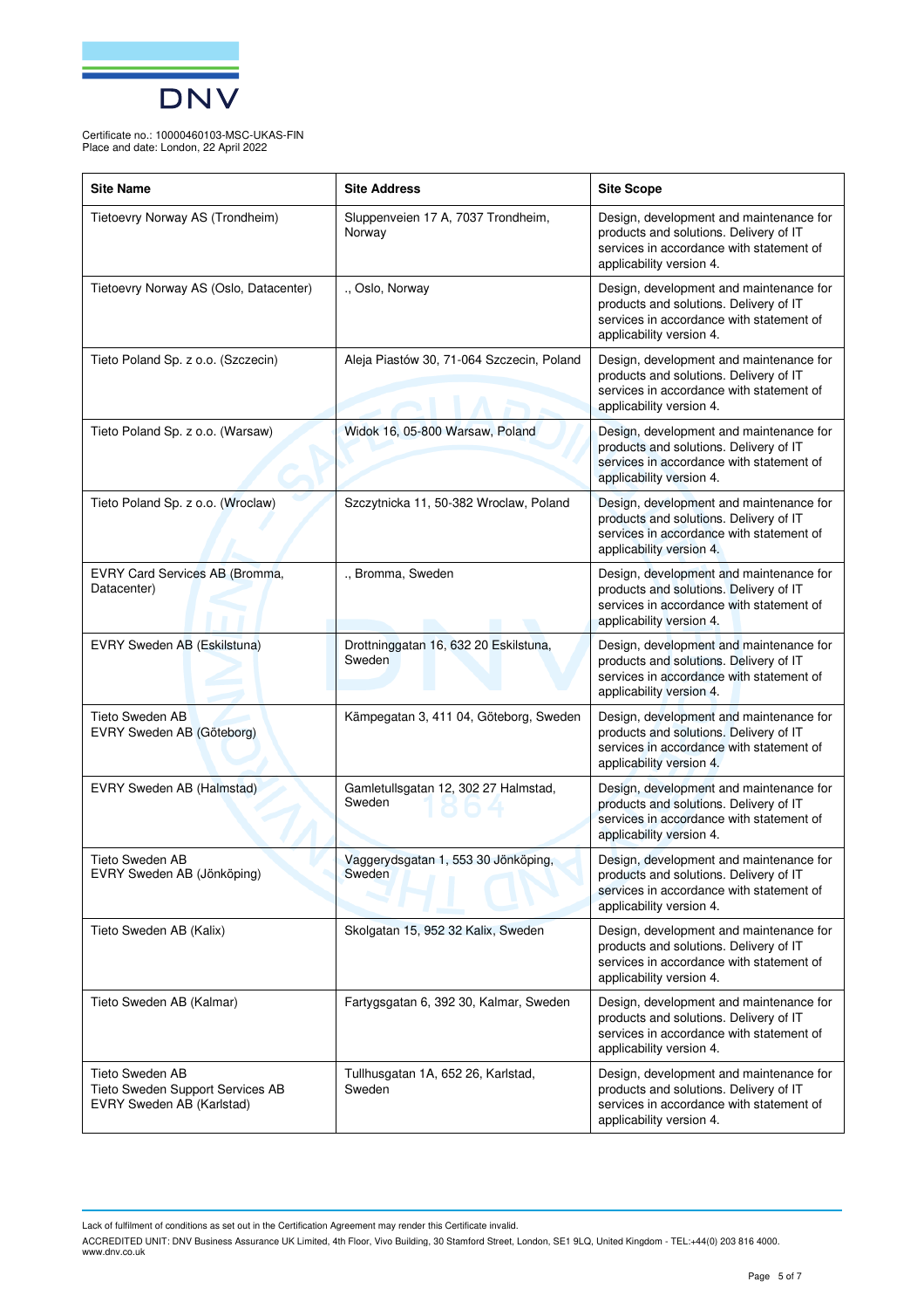Certificate no.: 10000460103-MSC-UKAS-FIN
Place and date: London, 22 April 2022

| Site Name | Site Address | Site Scope |
|---|---|---|
| Tietoevry Norway AS (Trondheim) | Sluppenveien 17 A, 7037 Trondheim, Norway | Design, development and maintenance for products and solutions. Delivery of IT services in accordance with statement of applicability version 4. |
| Tietoevry Norway AS (Oslo, Datacenter) | ., Oslo, Norway | Design, development and maintenance for products and solutions. Delivery of IT services in accordance with statement of applicability version 4. |
| Tieto Poland Sp. z o.o. (Szczecin) | Aleja Piastów 30, 71-064 Szczecin, Poland | Design, development and maintenance for products and solutions. Delivery of IT services in accordance with statement of applicability version 4. |
| Tieto Poland Sp. z o.o. (Warsaw) | Widok 16, 05-800 Warsaw, Poland | Design, development and maintenance for products and solutions. Delivery of IT services in accordance with statement of applicability version 4. |
| Tieto Poland Sp. z o.o. (Wroclaw) | Szczytnicka 11, 50-382 Wroclaw, Poland | Design, development and maintenance for products and solutions. Delivery of IT services in accordance with statement of applicability version 4. |
| EVRY Card Services AB (Bromma, Datacenter) | ., Bromma, Sweden | Design, development and maintenance for products and solutions. Delivery of IT services in accordance with statement of applicability version 4. |
| EVRY Sweden AB (Eskilstuna) | Drottninggatan 16, 632 20 Eskilstuna, Sweden | Design, development and maintenance for products and solutions. Delivery of IT services in accordance with statement of applicability version 4. |
| Tieto Sweden AB<br>EVRY Sweden AB (Göteborg) | Kämpegatan 3, 411 04, Göteborg, Sweden | Design, development and maintenance for products and solutions. Delivery of IT services in accordance with statement of applicability version 4. |
| EVRY Sweden AB (Halmstad) | Gamletullsgatan 12, 302 27 Halmstad, Sweden | Design, development and maintenance for products and solutions. Delivery of IT services in accordance with statement of applicability version 4. |
| Tieto Sweden AB<br>EVRY Sweden AB (Jönköping) | Vaggerydsgatan 1, 553 30 Jönköping, Sweden | Design, development and maintenance for products and solutions. Delivery of IT services in accordance with statement of applicability version 4. |
| Tieto Sweden AB (Kalix) | Skolgatan 15, 952 32 Kalix, Sweden | Design, development and maintenance for products and solutions. Delivery of IT services in accordance with statement of applicability version 4. |
| Tieto Sweden AB (Kalmar) | Fartygsgatan 6, 392 30, Kalmar, Sweden | Design, development and maintenance for products and solutions. Delivery of IT services in accordance with statement of applicability version 4. |
| Tieto Sweden AB<br>Tieto Sweden Support Services AB<br>EVRY Sweden AB (Karlstad) | Tullhusgatan 1A, 652 26, Karlstad, Sweden | Design, development and maintenance for products and solutions. Delivery of IT services in accordance with statement of applicability version 4. |

Lack of fulfilment of conditions as set out in the Certification Agreement may render this Certificate invalid.

ACCREDITED UNIT: DNV Business Assurance UK Limited, 4th Floor, Vivo Building, 30 Stamford Street, London, SE1 9LQ, United Kingdom - TEL:+44(0) 203 816 4000. www.dnv.co.uk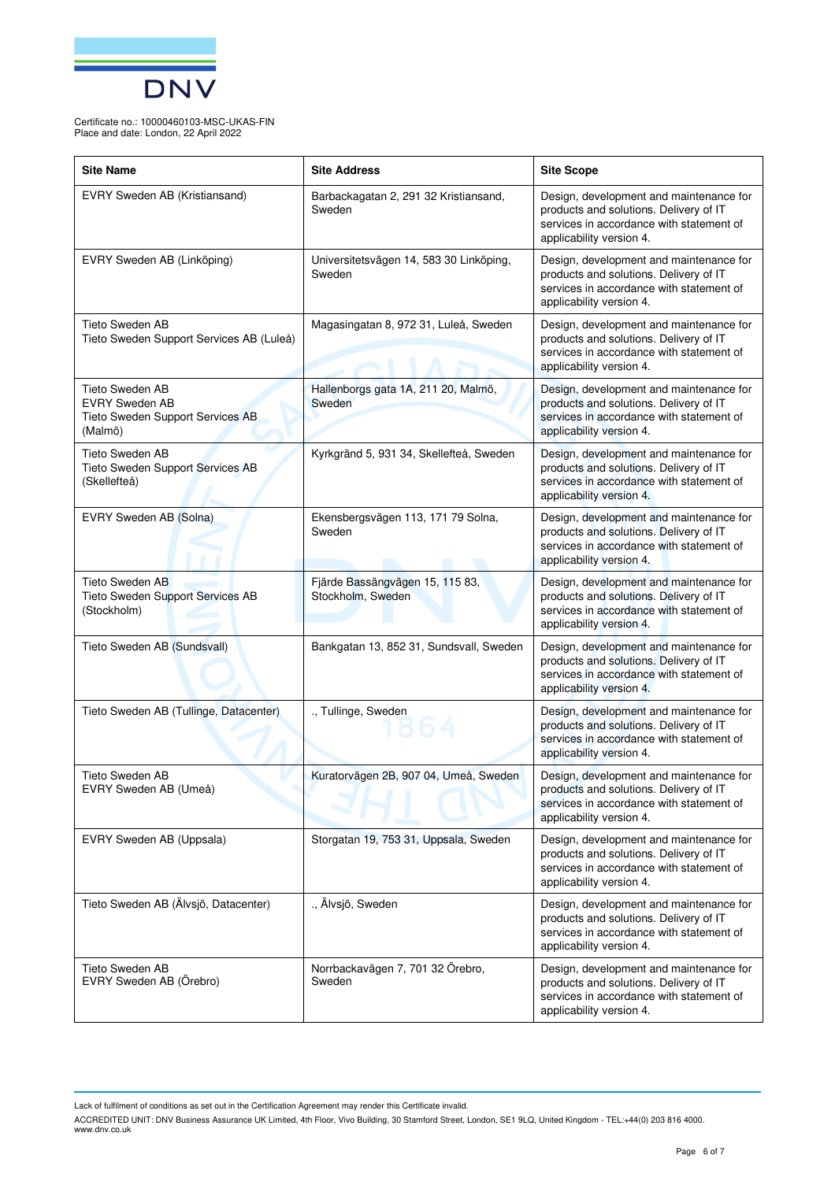Certificate no.: 10000460103-MSC-UKAS-FIN
Place and date: London, 22 April 2022

| Site Name | Site Address | Site Scope |
|---|---|---|
| EVRY Sweden AB (Kristiansand) | Barbackagatan 2, 291 32 Kristiansand, Sweden | Design, development and maintenance for products and solutions. Delivery of IT services in accordance with statement of applicability version 4. |
| EVRY Sweden AB (Linköping) | Universitetsvägen 14, 583 30 Linköping, Sweden | Design, development and maintenance for products and solutions. Delivery of IT services in accordance with statement of applicability version 4. |
| Tieto Sweden AB<br>Tieto Sweden Support Services AB (Luleå) | Magasingatan 8, 972 31, Luleå, Sweden | Design, development and maintenance for products and solutions. Delivery of IT services in accordance with statement of applicability version 4. |
| Tieto Sweden AB<br>EVRY Sweden AB<br>Tieto Sweden Support Services AB (Malmö) | Hallenborgs gata 1A, 211 20, Malmö, Sweden | Design, development and maintenance for products and solutions. Delivery of IT services in accordance with statement of applicability version 4. |
| Tieto Sweden AB<br>Tieto Sweden Support Services AB (Skellefteå) | Kyrkgränd 5, 931 34, Skellefteå, Sweden | Design, development and maintenance for products and solutions. Delivery of IT services in accordance with statement of applicability version 4. |
| EVRY Sweden AB (Solna) | Ekensbergsvägen 113, 171 79 Solna, Sweden | Design, development and maintenance for products and solutions. Delivery of IT services in accordance with statement of applicability version 4. |
| Tieto Sweden AB<br>Tieto Sweden Support Services AB (Stockholm) | Fjärde Bassängvägen 15, 115 83, Stockholm, Sweden | Design, development and maintenance for products and solutions. Delivery of IT services in accordance with statement of applicability version 4. |
| Tieto Sweden AB (Sundsvall) | Bankgatan 13, 852 31, Sundsvall, Sweden | Design, development and maintenance for products and solutions. Delivery of IT services in accordance with statement of applicability version 4. |
| Tieto Sweden AB (Tullinge, Datacenter) | ., Tullinge, Sweden | Design, development and maintenance for products and solutions. Delivery of IT services in accordance with statement of applicability version 4. |
| Tieto Sweden AB<br>EVRY Sweden AB (Umeå) | Kuratorvägen 2B, 907 04, Umeå, Sweden | Design, development and maintenance for products and solutions. Delivery of IT services in accordance with statement of applicability version 4. |
| EVRY Sweden AB (Uppsala) | Storgatan 19, 753 31, Uppsala, Sweden | Design, development and maintenance for products and solutions. Delivery of IT services in accordance with statement of applicability version 4. |
| Tieto Sweden AB (Älvsjö, Datacenter) | ., Älvsjö, Sweden | Design, development and maintenance for products and solutions. Delivery of IT services in accordance with statement of applicability version 4. |
| Tieto Sweden AB<br>EVRY Sweden AB (Örebro) | Norrbackavägen 7, 701 32 Örebro, Sweden | Design, development and maintenance for products and solutions. Delivery of IT services in accordance with statement of applicability version 4. |

Lack of fulfilment of conditions as set out in the Certification Agreement may render this Certificate invalid.

ACCREDITED UNIT: DNV Business Assurance UK Limited, 4th Floor, Vivo Building, 30 Stamford Street, London, SE1 9LQ, United Kingdom - TEL:+44(0) 203 816 4000. www.dnv.co.uk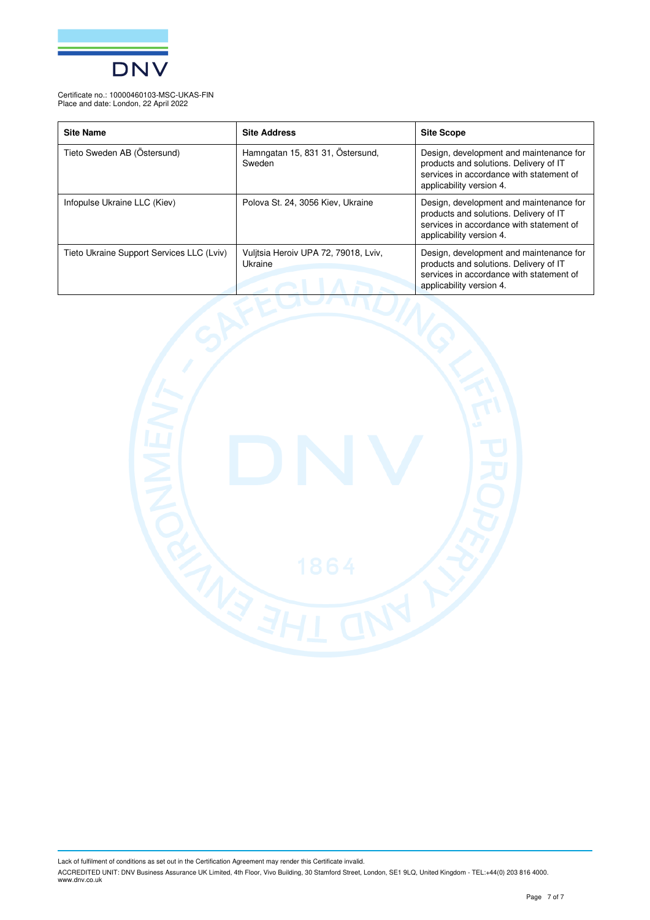Certificate no.: 10000460103-MSC-UKAS-FIN
Place and date: London, 22 April 2022

| Site Name | Site Address | Site Scope |
| --- | --- | --- |
| Tieto Sweden AB (Östersund) | Hamngatan 15, 831 31, Östersund, Sweden | Design, development and maintenance for products and solutions. Delivery of IT services in accordance with statement of applicability version 4. |
| Infopulse Ukraine LLC (Kiev) | Polova St. 24, 3056 Kiev, Ukraine | Design, development and maintenance for products and solutions. Delivery of IT services in accordance with statement of applicability version 4. |
| Tieto Ukraine Support Services LLC (Lviv) | Vuljtsia Heroiv UPA 72, 79018, Lviv, Ukraine | Design, development and maintenance for products and solutions. Delivery of IT services in accordance with statement of applicability version 4. |

Lack of fulfilment of conditions as set out in the Certification Agreement may render this Certificate invalid.

ACCREDITED UNIT: DNV Business Assurance UK Limited, 4th Floor, Vivo Building, 30 Stamford Street, London, SE1 9LQ, United Kingdom - TEL:+44(0) 203 816 4000.
www.dnv.co.uk